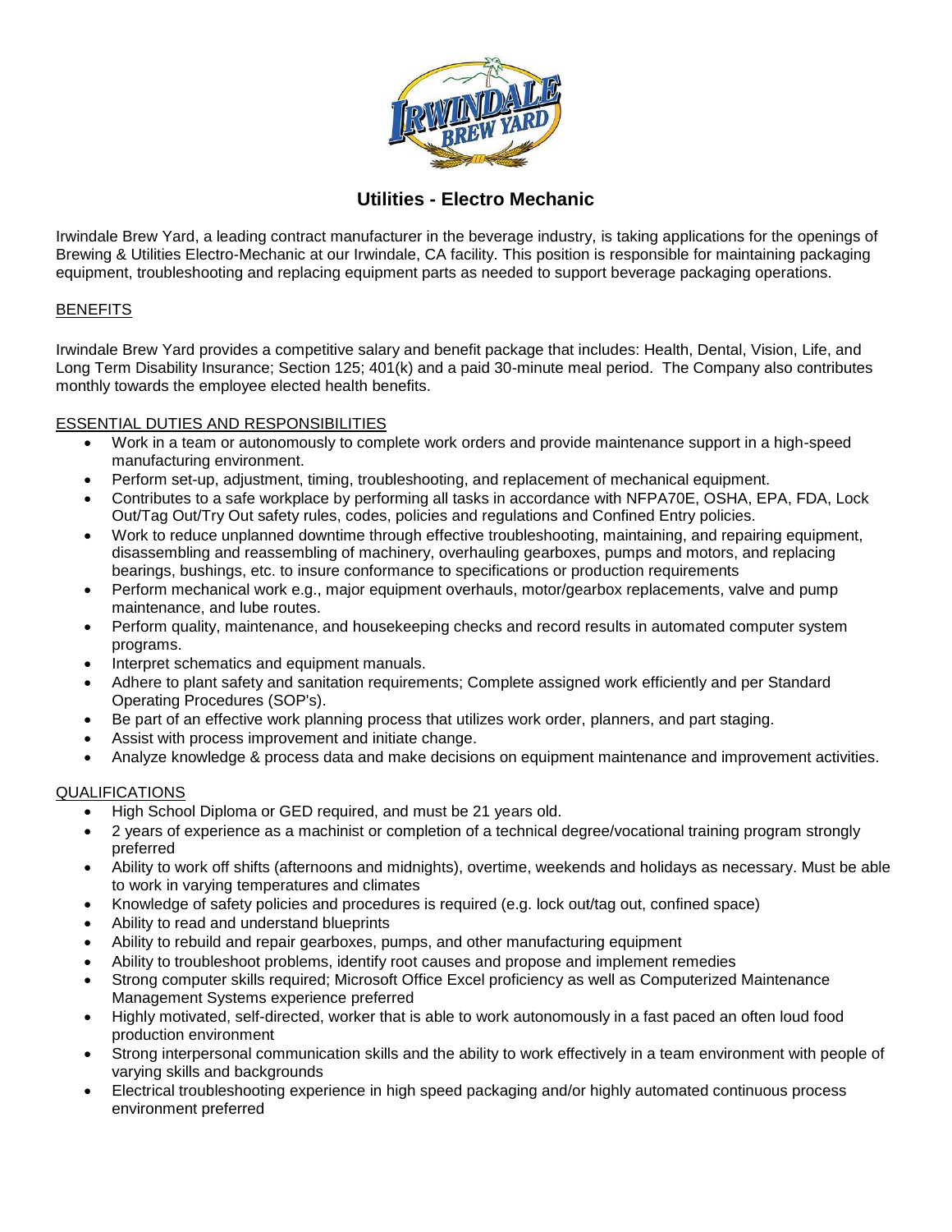# Utilities - Electro Mechanic

Irwindale Brew Yard, a leading contract manufacturer in the beverage industry, is taking applications for the openings of Brewing & Utilities Electro-Mechanic at our Irwindale, CA facility. This position is responsible for maintaining packaging equipment, troubleshooting and replacing equipment parts as needed to support beverage packaging operations.

## BENEFITS

Irwindale Brew Yard provides a competitive salary and benefit package that includes: Health, Dental, Vision, Life, and Long Term Disability Insurance; Section 125; 401(k) and a paid 30-minute meal period. The Company also contributes monthly towards the employee elected health benefits.

## ESSENTIAL DUTIES AND RESPONSIBILITIES

- Work in a team or autonomously to complete work orders and provide maintenance support in a high-speed manufacturing environment.
- Perform set-up, adjustment, timing, troubleshooting, and replacement of mechanical equipment.
- Contributes to a safe workplace by performing all tasks in accordance with NFPA70E, OSHA, EPA, FDA, Lock Out/Tag Out/Try Out safety rules, codes, policies and regulations and Confined Entry policies.
- Work to reduce unplanned downtime through effective troubleshooting, maintaining, and repairing equipment, disassembling and reassembling of machinery, overhauling gearboxes, pumps and motors, and replacing bearings, bushings, etc. to insure conformance to specifications or production requirements
- Perform mechanical work e.g., major equipment overhauls, motor/gearbox replacements, valve and pump maintenance, and lube routes.
- Perform quality, maintenance, and housekeeping checks and record results in automated computer system programs.
- Interpret schematics and equipment manuals.
- Adhere to plant safety and sanitation requirements; Complete assigned work efficiently and per Standard Operating Procedures (SOP's).
- Be part of an effective work planning process that utilizes work order, planners, and part staging.
- Assist with process improvement and initiate change.
- Analyze knowledge & process data and make decisions on equipment maintenance and improvement activities.

## QUALIFICATIONS

- High School Diploma or GED required, and must be 21 years old.
- 2 years of experience as a machinist or completion of a technical degree/vocational training program strongly preferred
- Ability to work off shifts (afternoons and midnights), overtime, weekends and holidays as necessary. Must be able to work in varying temperatures and climates
- Knowledge of safety policies and procedures is required (e.g. lock out/tag out, confined space)
- Ability to read and understand blueprints
- Ability to rebuild and repair gearboxes, pumps, and other manufacturing equipment
- Ability to troubleshoot problems, identify root causes and propose and implement remedies
- Strong computer skills required; Microsoft Office Excel proficiency as well as Computerized Maintenance Management Systems experience preferred
- Highly motivated, self-directed, worker that is able to work autonomously in a fast paced an often loud food production environment
- Strong interpersonal communication skills and the ability to work effectively in a team environment with people of varying skills and backgrounds
- Electrical troubleshooting experience in high speed packaging and/or highly automated continuous process environment preferred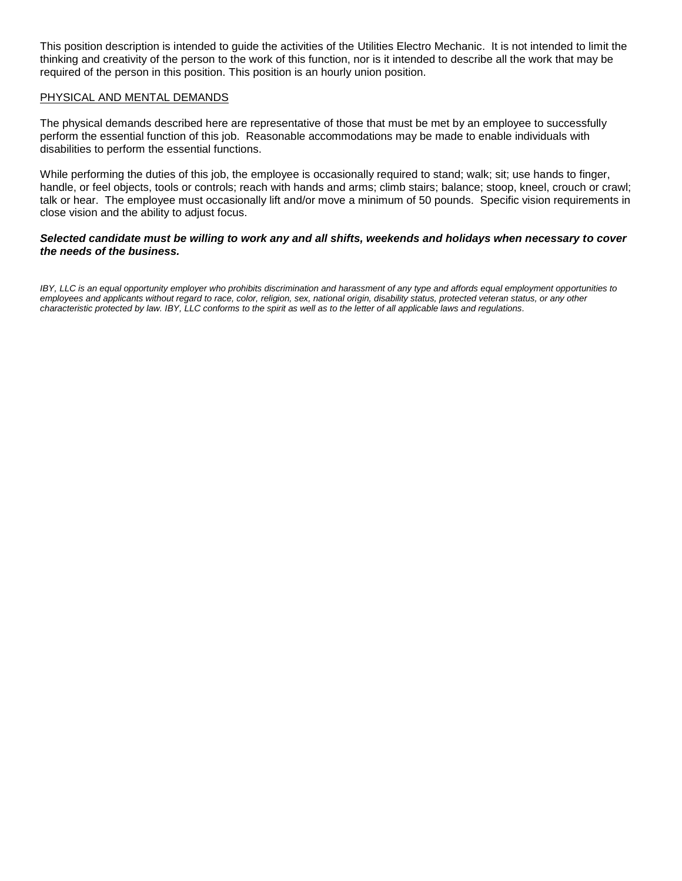This position description is intended to guide the activities of the Utilities Electro Mechanic. It is not intended to limit the thinking and creativity of the person to the work of this function, nor is it intended to describe all the work that may be required of the person in this position. This position is an hourly union position.

## PHYSICAL AND MENTAL DEMANDS

The physical demands described here are representative of those that must be met by an employee to successfully perform the essential function of this job. Reasonable accommodations may be made to enable individuals with disabilities to perform the essential functions.

While performing the duties of this job, the employee is occasionally required to stand; walk; sit; use hands to finger, handle, or feel objects, tools or controls; reach with hands and arms; climb stairs; balance; stoop, kneel, crouch or crawl; talk or hear. The employee must occasionally lift and/or move a minimum of 50 pounds. Specific vision requirements in close vision and the ability to adjust focus.

***Selected candidate must be willing to work any and all shifts, weekends and holidays when necessary to cover the needs of the business.***

*IBY, LLC is an equal opportunity employer who prohibits discrimination and harassment of any type and affords equal employment opportunities to employees and applicants without regard to race, color, religion, sex, national origin, disability status, protected veteran status, or any other characteristic protected by law. IBY, LLC conforms to the spirit as well as to the letter of all applicable laws and regulations.*